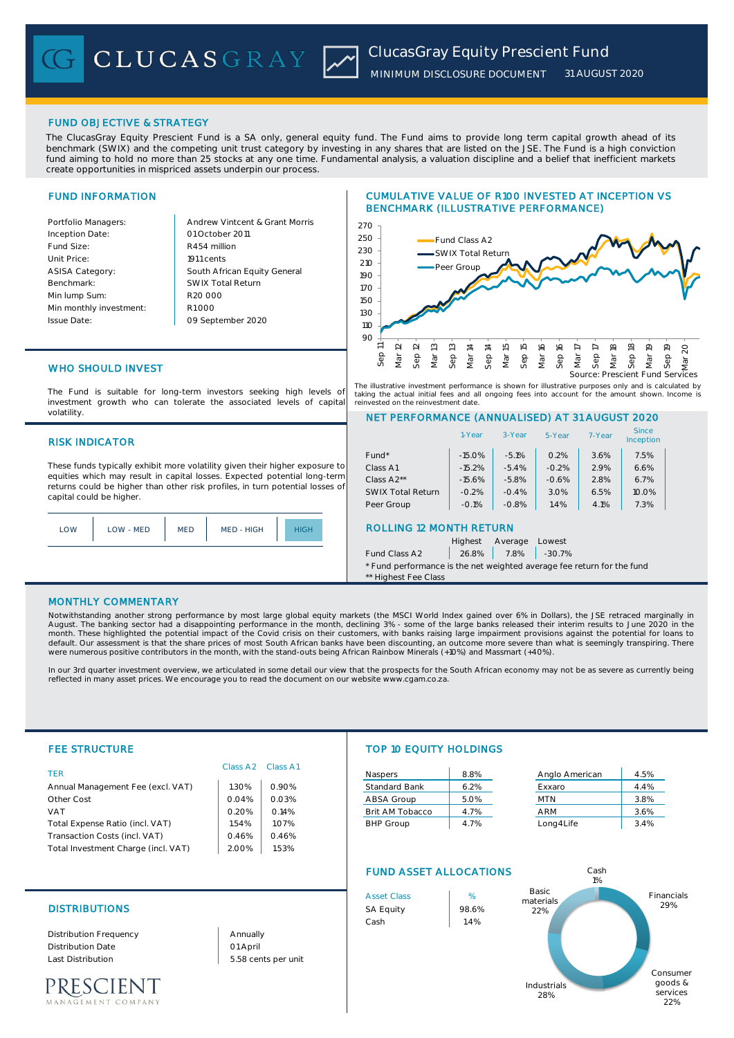# ClucasGray Equity Prescient Fund

MINIMUM DISCLOSURE DOCUMENT 31 AUGUST 2020

## FUND OBJECTIVE & STRATEGY

The ClucasGray Equity Prescient Fund is a SA only, general equity fund. The Fund aims to provide long term capital growth ahead of its benchmark (SWIX) and the competing unit trust category by investing in any shares that are listed on the JSE. The Fund is a high conviction fund aiming to hold no more than 25 stocks at any one time. Fundamental analysis, a valuation discipline and a belief that inefficient markets create opportunities in mispriced assets underpin our process.

## FUND INFORMATION

| | |
|---|---|
| Portfolio Managers: | Andrew Vintcent & Grant Morris |
| Inception Date: | 01 October 2011 |
| Fund Size: | R454 million |
| Unit Price: | 1911 cents |
| ASISA Category: | South African Equity General |
| Benchmark: | SWIX Total Return |
| Min lump Sum: | R20 000 |
| Min monthly investment: | R1 000 |
| Issue Date: | 09 September 2020 |

## CUMULATIVE VALUE OF R100 INVESTED AT INCEPTION VS BENCHMARK (ILLUSTRATIVE PERFORMANCE)

Source: Prescient Fund Services

The illustrative investment performance is shown for illustrative purposes only and is calculated by taking the actual initial fees and all ongoing fees into account for the amount shown. Income is reinvested on the reinvestment date.

## WHO SHOULD INVEST

The Fund is suitable for long-term investors seeking high levels of investment growth who can tolerate the associated levels of capital volatility.

## RISK INDICATOR

These funds typically exhibit more volatility given their higher exposure to equities which may result in capital losses. Expected potential long-term returns could be higher than other risk profiles, in turn potential losses of capital could be higher.

| LOW | LOW - MED | MED | MED - HIGH | **HIGH** |
|---|---|---|---|---|

## NET PERFORMANCE (ANNUALISED) AT 31 AUGUST 2020

| | 1-Year | 3-Year | 5-Year | 7-Year | Since Inception |
|---|---|---|---|---|---|
| Fund* | -15.0% | -5.1% | 0.2% | 3.6% | 7.5% |
| Class A1 | -15.2% | -5.4% | -0.2% | 2.9% | 6.6% |
| Class A2** | -15.6% | -5.8% | -0.6% | 2.8% | 6.7% |
| SWIX Total Return | -0.2% | -0.4% | 3.0% | 6.5% | 10.0% |
| Peer Group | -0.1% | -0.8% | 1.4% | 4.1% | 7.3% |

## ROLLING 12 MONTH RETURN

| | Highest | Average | Lowest |
|---|---|---|---|
| Fund Class A2 | 26.8% | 7.8% | -30.7% |

\* Fund performance is the net weighted average fee return for the fund
** Highest Fee Class

## MONTHLY COMMENTARY

Notwithstanding another strong performance by most large global equity markets (the MSCI World Index gained over 6% in Dollars), the JSE retraced marginally in August. The banking sector had a disappointing performance in the month, declining 3% - some of the large banks released their interim results to June 2020 in the month. These highlighted the potential impact of the Covid crisis on their customers, with banks raising large impairment provisions against the potential for loans to default. Our assessment is that the share prices of most South African banks have been discounting, an outcome more severe than what is seemingly transpiring. There were numerous positive contributors in the month, with the stand-outs being African Rainbow Minerals (+10%) and Massmart (+40%).

In our 3rd quarter investment overview, we articulated in some detail our view that the prospects for the South African economy may not be as severe as currently being reflected in many asset prices. We encourage you to read the document on our website www.cgam.co.za.

## FEE STRUCTURE

| TER | Class A2 | Class A1 |
|---|---|---|
| Annual Management Fee (excl. VAT) | 1.30% | 0.90% |
| Other Cost | 0.04% | 0.03% |
| VAT | 0.20% | 0.14% |
| Total Expense Ratio (incl. VAT) | 1.54% | 1.07% |
| Transaction Costs (incl. VAT) | 0.46% | 0.46% |
| Total Investment Charge (incl. VAT) | 2.00% | 1.53% |

## TOP 10 EQUITY HOLDINGS

| | | | |
|---|---|---|---|
| Naspers | 8.8% | Anglo American | 4.5% |
| Standard Bank | 6.2% | Exxaro | 4.4% |
| ABSA Group | 5.0% | MTN | 3.8% |
| Brit AM Tobacco | 4.7% | ARM | 3.6% |
| BHP Group | 4.7% | Long4Life | 3.4% |

## DISTRIBUTIONS

| | |
|---|---|
| Distribution Frequency | Annually |
| Distribution Date | 01 April |
| Last Distribution | 5.58 cents per unit |

## FUND ASSET ALLOCATIONS

| Asset Class | % |
|---|---|
| SA Equity | 98.6% |
| Cash | 1.4% |

Cash 1%; Financials 29%; Consumer goods & services 22%; Industrials 28%; Basic materials 22%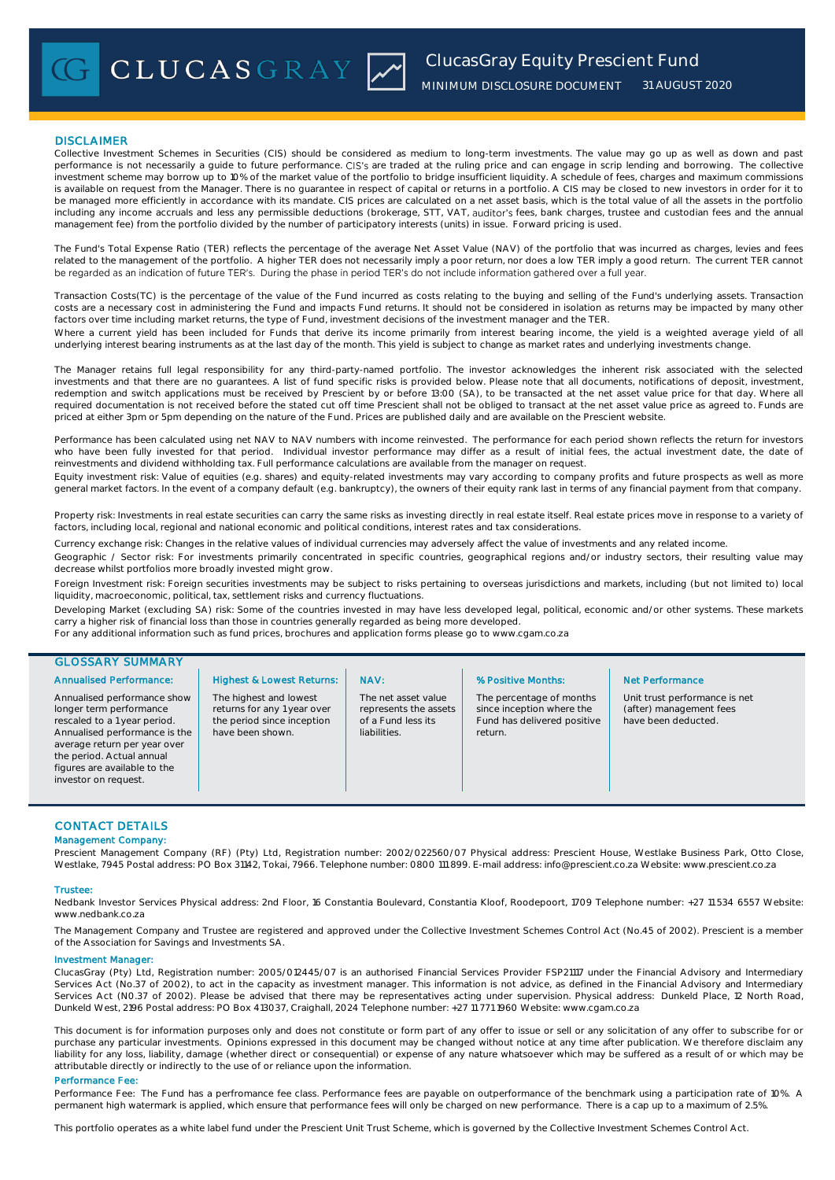# ClucasGray Equity Prescient Fund

MINIMUM DISCLOSURE DOCUMENT 31 AUGUST 2020

## DISCLAIMER

Collective Investment Schemes in Securities (CIS) should be considered as medium to long-term investments. The value may go up as well as down and past performance is not necessarily a guide to future performance. CIS's are traded at the ruling price and can engage in scrip lending and borrowing. The collective investment scheme may borrow up to 10% of the market value of the portfolio to bridge insufficient liquidity. A schedule of fees, charges and maximum commissions is available on request from the Manager. There is no guarantee in respect of capital or returns in a portfolio. A CIS may be closed to new investors in order for it to be managed more efficiently in accordance with its mandate. CIS prices are calculated on a net asset basis, which is the total value of all the assets in the portfolio including any income accruals and less any permissible deductions (brokerage, STT, VAT, auditor's fees, bank charges, trustee and custodian fees and the annual management fee) from the portfolio divided by the number of participatory interests (units) in issue. Forward pricing is used.

The Fund's Total Expense Ratio (TER) reflects the percentage of the average Net Asset Value (NAV) of the portfolio that was incurred as charges, levies and fees related to the management of the portfolio. A higher TER does not necessarily imply a poor return, nor does a low TER imply a good return. The current TER cannot be regarded as an indication of future TER's. During the phase in period TER's do not include information gathered over a full year.

Transaction Costs(TC) is the percentage of the value of the Fund incurred as costs relating to the buying and selling of the Fund's underlying assets. Transaction costs are a necessary cost in administering the Fund and impacts Fund returns. It should not be considered in isolation as returns may be impacted by many other factors over time including market returns, the type of Fund, investment decisions of the investment manager and the TER.

Where a current yield has been included for Funds that derive its income primarily from interest bearing income, the yield is a weighted average yield of all underlying interest bearing instruments as at the last day of the month. This yield is subject to change as market rates and underlying investments change.

The Manager retains full legal responsibility for any third-party-named portfolio. The investor acknowledges the inherent risk associated with the selected investments and that there are no guarantees. A list of fund specific risks is provided below. Please note that all documents, notifications of deposit, investment, redemption and switch applications must be received by Prescient by or before 13:00 (SA), to be transacted at the net asset value price for that day. Where all required documentation is not received before the stated cut off time Prescient shall not be obliged to transact at the net asset value price as agreed to. Funds are priced at either 3pm or 5pm depending on the nature of the Fund. Prices are published daily and are available on the Prescient website.

Performance has been calculated using net NAV to NAV numbers with income reinvested. The performance for each period shown reflects the return for investors who have been fully invested for that period. Individual investor performance may differ as a result of initial fees, the actual investment date, the date of reinvestments and dividend withholding tax. Full performance calculations are available from the manager on request.

Equity investment risk: Value of equities (e.g. shares) and equity-related investments may vary according to company profits and future prospects as well as more general market factors. In the event of a company default (e.g. bankruptcy), the owners of their equity rank last in terms of any financial payment from that company.

Property risk: Investments in real estate securities can carry the same risks as investing directly in real estate itself. Real estate prices move in response to a variety of factors, including local, regional and national economic and political conditions, interest rates and tax considerations.

Currency exchange risk: Changes in the relative values of individual currencies may adversely affect the value of investments and any related income.

Geographic / Sector risk: For investments primarily concentrated in specific countries, geographical regions and/or industry sectors, their resulting value may decrease whilst portfolios more broadly invested might grow.

Foreign Investment risk: Foreign securities investments may be subject to risks pertaining to overseas jurisdictions and markets, including (but not limited to) local liquidity, macroeconomic, political, tax, settlement risks and currency fluctuations.

Developing Market (excluding SA) risk: Some of the countries invested in may have less developed legal, political, economic and/or other systems. These markets carry a higher risk of financial loss than those in countries generally regarded as being more developed.

For any additional information such as fund prices, brochures and application forms please go to www.cgam.co.za

## GLOSSARY SUMMARY

**Annualised Performance:** Annualised performance show longer term performance rescaled to a 1 year period. Annualised performance is the average return per year over the period. Actual annual figures are available to the investor on request.

**Highest & Lowest Returns:** The highest and lowest returns for any 1 year over the period since inception have been shown.

**NAV:** The net asset value represents the assets of a Fund less its liabilities.

**% Positive Months:** The percentage of months since inception where the Fund has delivered positive return.

**Net Performance:** Unit trust performance is net (after) management fees have been deducted.

## CONTACT DETAILS

### Management Company:

Prescient Management Company (RF) (Pty) Ltd, Registration number: 2002/022560/07 Physical address: Prescient House, Westlake Business Park, Otto Close, Westlake, 7945 Postal address: PO Box 31142, Tokai, 7966. Telephone number: 0800 111 899. E-mail address: info@prescient.co.za Website: www.prescient.co.za

### Trustee:

Nedbank Investor Services Physical address: 2nd Floor, 16 Constantia Boulevard, Constantia Kloof, Roodepoort, 1709 Telephone number: +27 11 534 6557 Website: www.nedbank.co.za

The Management Company and Trustee are registered and approved under the Collective Investment Schemes Control Act (No.45 of 2002). Prescient is a member of the Association for Savings and Investments SA.

### Investment Manager:

ClucasGray (Pty) Ltd, Registration number: 2005/012445/07 is an authorised Financial Services Provider FSP21117 under the Financial Advisory and Intermediary Services Act (No.37 of 2002), to act in the capacity as investment manager. This information is not advice, as defined in the Financial Advisory and Intermediary Services Act (N0.37 of 2002). Please be advised that there may be representatives acting under supervision. Physical address: Dunkeld Place, 12 North Road, Dunkeld West, 2196 Postal address: PO Box 413037, Craighall, 2024 Telephone number: +27 11 771 1960 Website: www.cgam.co.za

This document is for information purposes only and does not constitute or form part of any offer to issue or sell or any solicitation of any offer to subscribe for or purchase any particular investments. Opinions expressed in this document may be changed without notice at any time after publication. We therefore disclaim any liability for any loss, liability, damage (whether direct or consequential) or expense of any nature whatsoever which may be suffered as a result of or which may be attributable directly or indirectly to the use of or reliance upon the information.

### Performance Fee:

Performance Fee: The Fund has a perfromance fee class. Performance fees are payable on outperformance of the benchmark using a participation rate of 10%. A permanent high watermark is applied, which ensure that performance fees will only be charged on new performance. There is a cap up to a maximum of 2.5%.

This portfolio operates as a white label fund under the Prescient Unit Trust Scheme, which is governed by the Collective Investment Schemes Control Act.